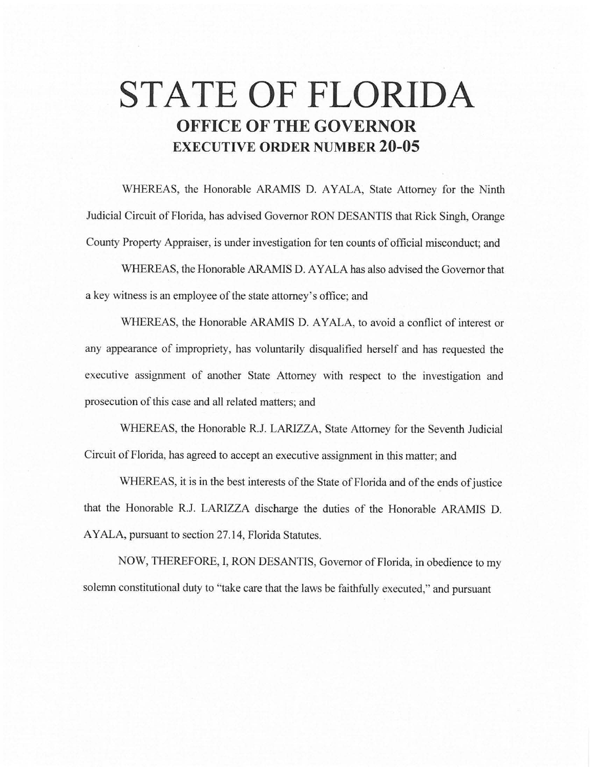# STATE OF FLORIDA

## OFFICE OF THE GOVERNOR

### EXECUTIVE ORDER NUMBER 20-05

WHEREAS, the Honorable ARAMIS D. AYALA, State Attorney for the Ninth Judicial Circuit of Florida, has advised Governor RON DESANTIS that Rick Singh, Orange County Property Appraiser, is under investigation for ten counts of official misconduct; and

WHEREAS, the Honorable ARAMIS D. AYALA has also advised the Governor that a key witness is an employee of the state attorney's office; and

WHEREAS, the Honorable ARAMIS D. AYALA, to avoid a conflict of interest or any appearance of impropriety, has voluntarily disqualified herself and has requested the executive assignment of another State Attorney with respect to the investigation and prosecution of this case and all related matters; and

WHEREAS, the Honorable R.J. LARIZZA, State Attorney for the Seventh Judicial Circuit of Florida, has agreed to accept an executive assignment in this matter; and

WHEREAS, it is in the best interests of the State of Florida and of the ends of justice that the Honorable R.J. LARIZZA discharge the duties of the Honorable ARAMIS D. AYALA, pursuant to section 27.14, Florida Statutes.

NOW, THEREFORE, I, RON DESANTIS, Governor of Florida, in obedience to my solemn constitutional duty to "take care that the laws be faithfully executed," and pursuant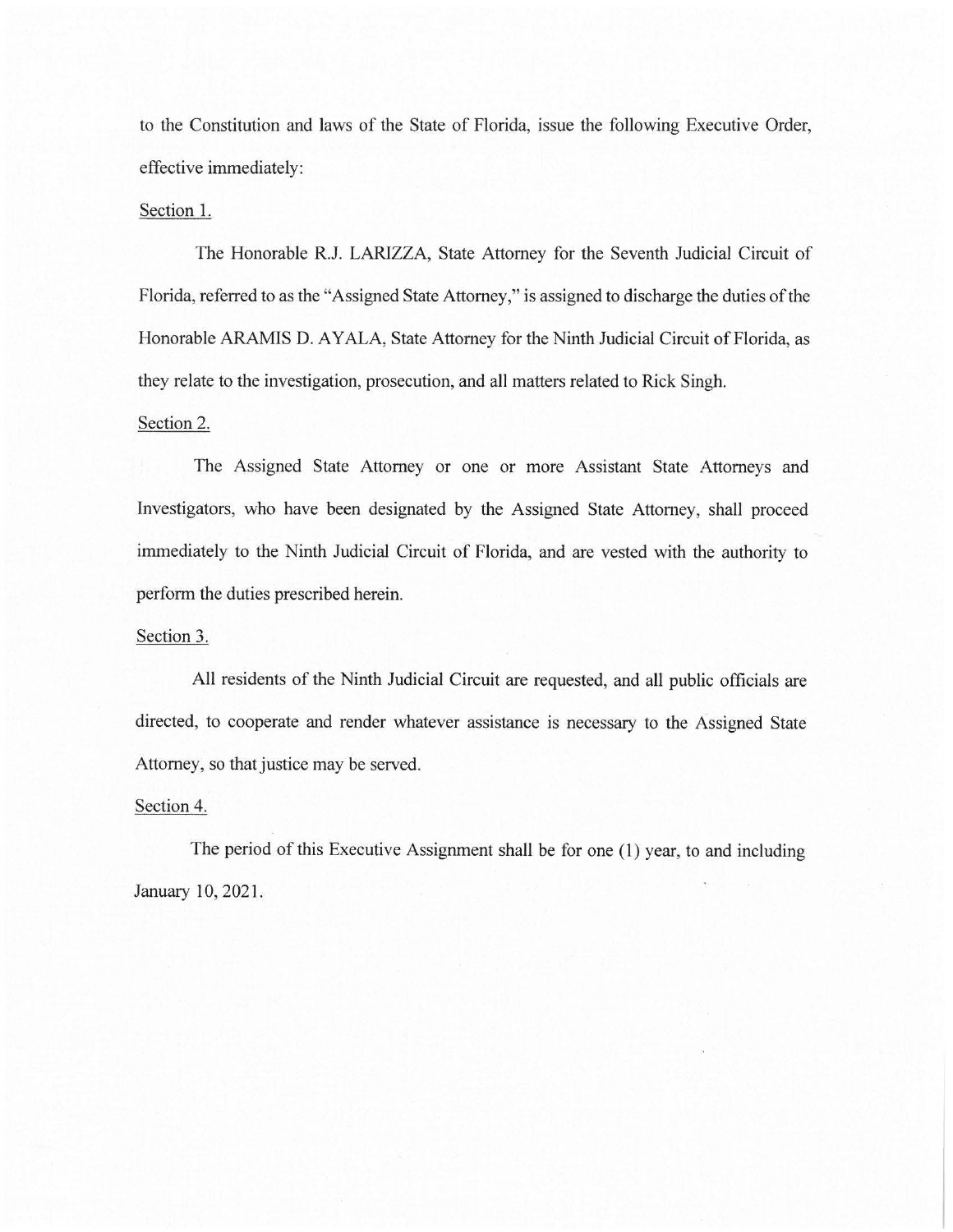to the Constitution and laws of the State of Florida, issue the following Executive Order, effective immediately:

Section 1.

The Honorable R.J. LARIZZA, State Attorney for the Seventh Judicial Circuit of Florida, referred to as the "Assigned State Attorney," is assigned to discharge the duties of the Honorable ARAMIS D. AYALA, State Attorney for the Ninth Judicial Circuit of Florida, as they relate to the investigation, prosecution, and all matters related to Rick Singh.

Section 2.

The Assigned State Attorney or one or more Assistant State Attorneys and Investigators, who have been designated by the Assigned State Attorney, shall proceed immediately to the Ninth Judicial Circuit of Florida, and are vested with the authority to perform the duties prescribed herein.

Section 3.

All residents of the Ninth Judicial Circuit are requested, and all public officials are directed, to cooperate and render whatever assistance is necessary to the Assigned State Attorney, so that justice may be served.

Section 4.

The period of this Executive Assignment shall be for one (1) year, to and including January 10, 2021.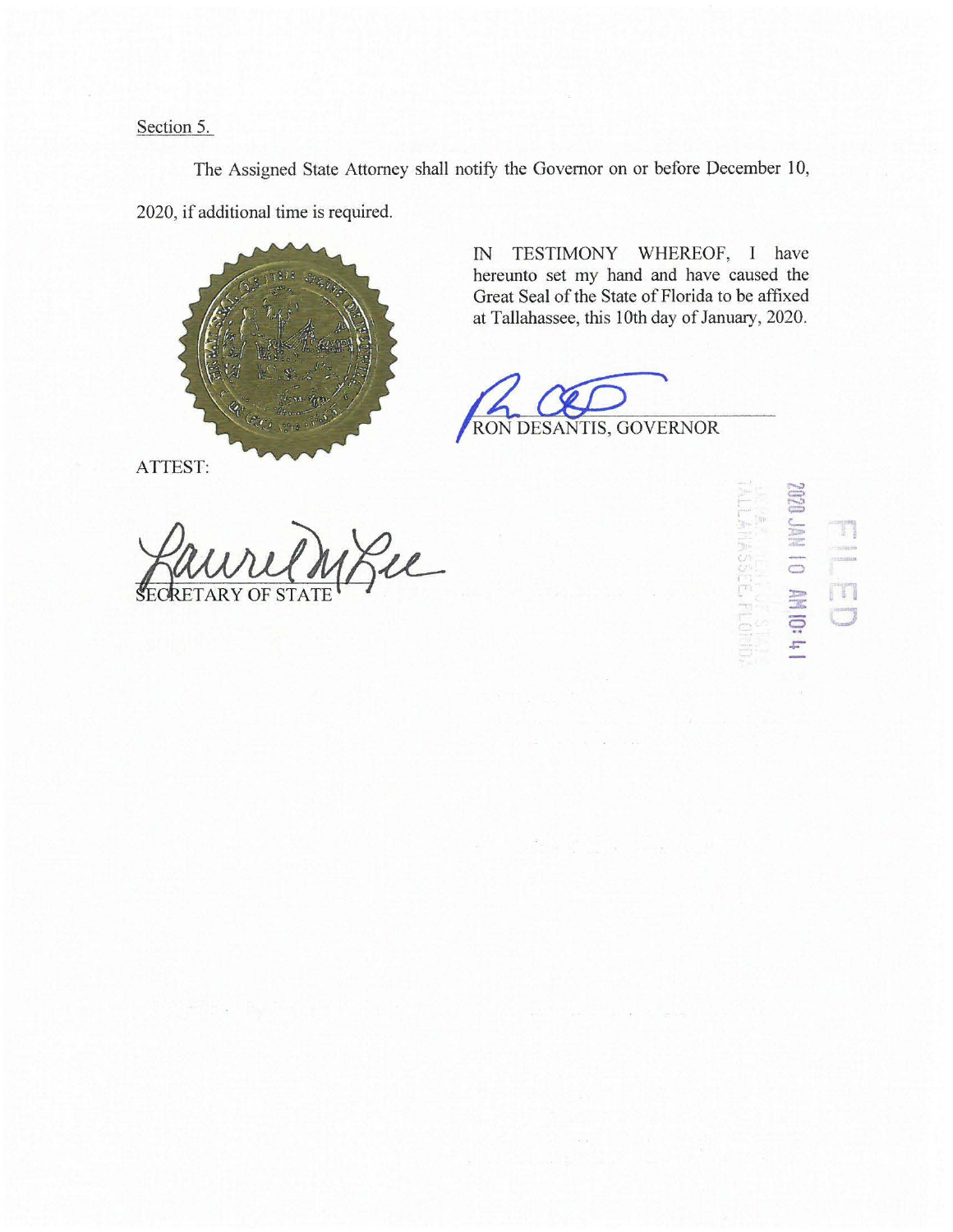Section 5.

The Assigned State Attorney shall notify the Governor on or before December 10, 2020, if additional time is required.

IN TESTIMONY WHEREOF, I have hereunto set my hand and have caused the Great Seal of the State of Florida to be affixed at Tallahassee, this 10th day of January, 2020.

RON DESANTIS, GOVERNOR

ATTEST:

SECRETARY OF STATE

FILED

2020 JAN 10 AM 10:41

TALLAHASSEE, FLORIDA